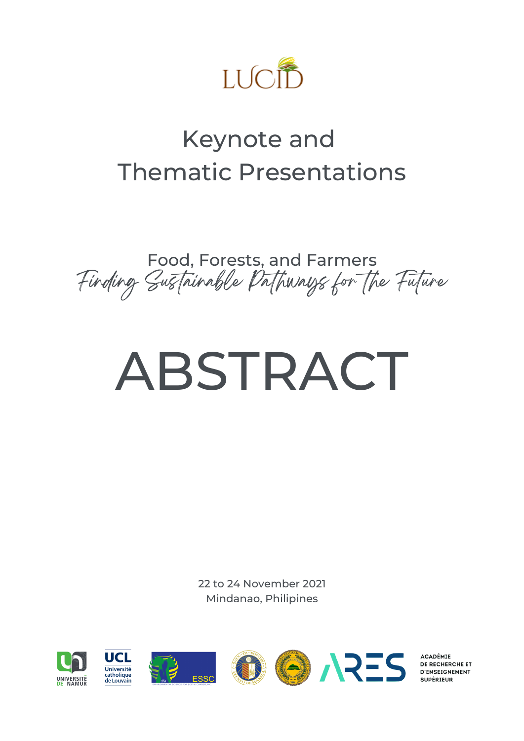LUCID

# Keynote and Thematic Presentations

## Food, Forests, and Farmers

*Finding Sustainable Pathways for the Future*

# ABSTRACT

22 to 24 November 2021
Mindanao, Philipines

UNIVERSITÉ DE NAMUR

UCL Université catholique de Louvain

ESSC

ARES ACADÉMIE DE RECHERCHE ET D'ENSEIGNEMENT SUPÉRIEUR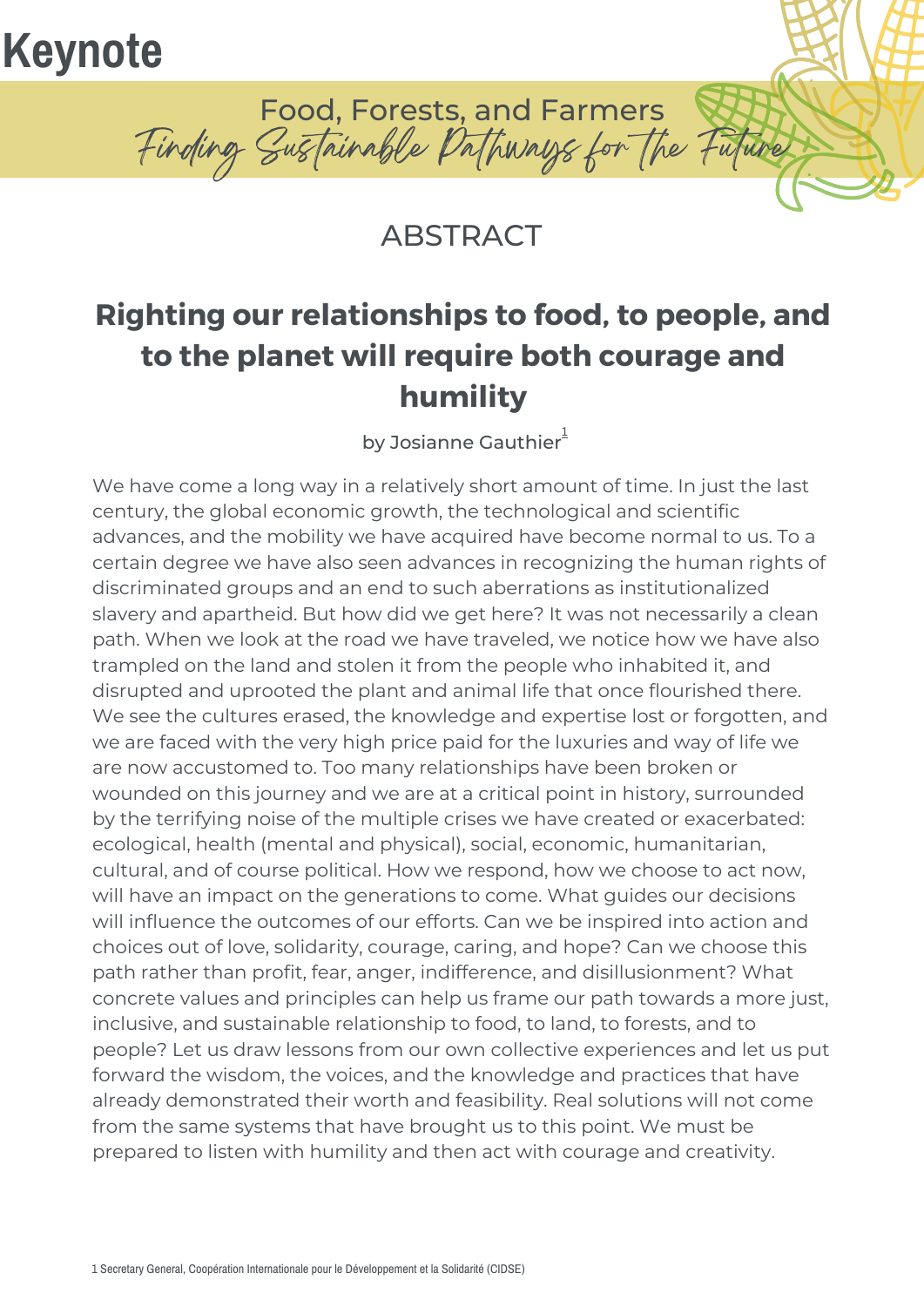# Keynote

Food, Forests, and Farmers

*Finding Sustainable Pathways for the Future*

## ABSTRACT

## Righting our relationships to food, to people, and to the planet will require both courage and humility

by Josianne Gauthier[1]

We have come a long way in a relatively short amount of time. In just the last century, the global economic growth, the technological and scientific advances, and the mobility we have acquired have become normal to us. To a certain degree we have also seen advances in recognizing the human rights of discriminated groups and an end to such aberrations as institutionalized slavery and apartheid. But how did we get here? It was not necessarily a clean path. When we look at the road we have traveled, we notice how we have also trampled on the land and stolen it from the people who inhabited it, and disrupted and uprooted the plant and animal life that once flourished there. We see the cultures erased, the knowledge and expertise lost or forgotten, and we are faced with the very high price paid for the luxuries and way of life we are now accustomed to. Too many relationships have been broken or wounded on this journey and we are at a critical point in history, surrounded by the terrifying noise of the multiple crises we have created or exacerbated: ecological, health (mental and physical), social, economic, humanitarian, cultural, and of course political. How we respond, how we choose to act now, will have an impact on the generations to come. What guides our decisions will influence the outcomes of our efforts. Can we be inspired into action and choices out of love, solidarity, courage, caring, and hope? Can we choose this path rather than profit, fear, anger, indifference, and disillusionment? What concrete values and principles can help us frame our path towards a more just, inclusive, and sustainable relationship to food, to land, to forests, and to people? Let us draw lessons from our own collective experiences and let us put forward the wisdom, the voices, and the knowledge and practices that have already demonstrated their worth and feasibility. Real solutions will not come from the same systems that have brought us to this point. We must be prepared to listen with humility and then act with courage and creativity.

[1] Secretary General, Coopération Internationale pour le Développement et la Solidarité (CIDSE)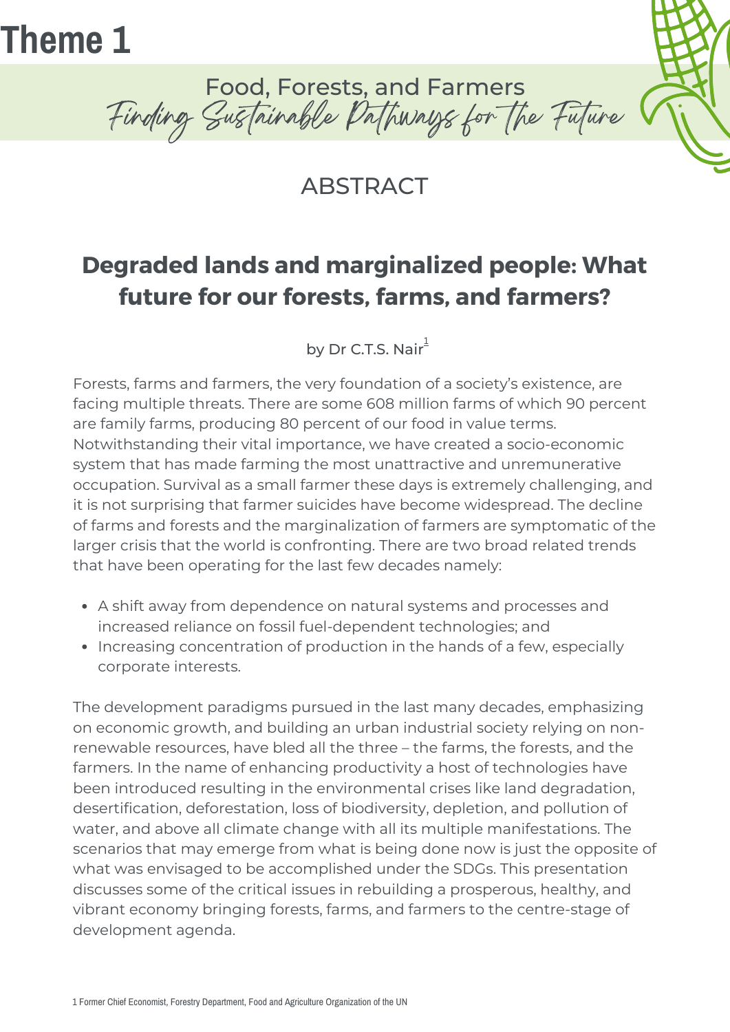# Theme 1

## Food, Forests, and Farmers

*Finding Sustainable Pathways for the Future*

## ABSTRACT

### **Degraded lands and marginalized people: What future for our forests, farms, and farmers?**

by Dr C.T.S. Nair[1]

Forests, farms and farmers, the very foundation of a society's existence, are facing multiple threats. There are some 608 million farms of which 90 percent are family farms, producing 80 percent of our food in value terms. Notwithstanding their vital importance, we have created a socio-economic system that has made farming the most unattractive and unremunerative occupation. Survival as a small farmer these days is extremely challenging, and it is not surprising that farmer suicides have become widespread. The decline of farms and forests and the marginalization of farmers are symptomatic of the larger crisis that the world is confronting. There are two broad related trends that have been operating for the last few decades namely:

- A shift away from dependence on natural systems and processes and increased reliance on fossil fuel-dependent technologies; and
- Increasing concentration of production in the hands of a few, especially corporate interests.

The development paradigms pursued in the last many decades, emphasizing on economic growth, and building an urban industrial society relying on non-renewable resources, have bled all the three – the farms, the forests, and the farmers. In the name of enhancing productivity a host of technologies have been introduced resulting in the environmental crises like land degradation, desertification, deforestation, loss of biodiversity, depletion, and pollution of water, and above all climate change with all its multiple manifestations. The scenarios that may emerge from what is being done now is just the opposite of what was envisaged to be accomplished under the SDGs. This presentation discusses some of the critical issues in rebuilding a prosperous, healthy, and vibrant economy bringing forests, farms, and farmers to the centre-stage of development agenda.

1 Former Chief Economist, Forestry Department, Food and Agriculture Organization of the UN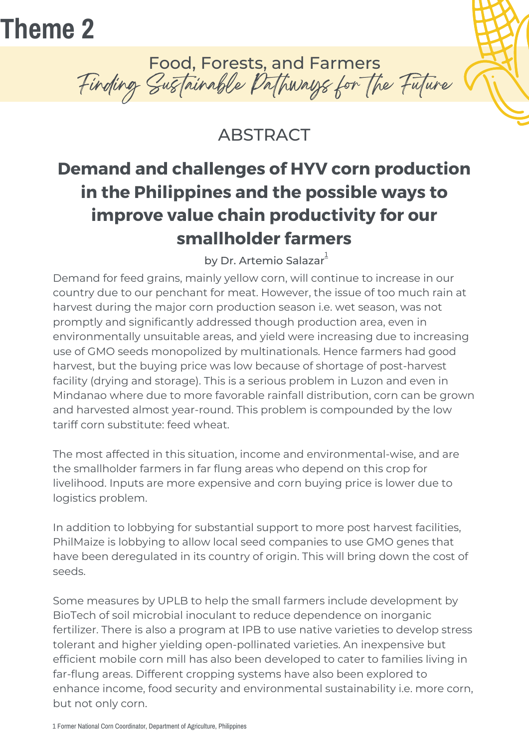# Theme 2

## Food, Forests, and Farmers

*Finding Sustainable Pathways for the Future*

## ABSTRACT

## Demand and challenges of HYV corn production in the Philippines and the possible ways to improve value chain productivity for our smallholder farmers

by Dr. Artemio Salazar[1]

Demand for feed grains, mainly yellow corn, will continue to increase in our country due to our penchant for meat. However, the issue of too much rain at harvest during the major corn production season i.e. wet season, was not promptly and significantly addressed though production area, even in environmentally unsuitable areas, and yield were increasing due to increasing use of GMO seeds monopolized by multinationals. Hence farmers had good harvest, but the buying price was low because of shortage of post-harvest facility (drying and storage). This is a serious problem in Luzon and even in Mindanao where due to more favorable rainfall distribution, corn can be grown and harvested almost year-round. This problem is compounded by the low tariff corn substitute: feed wheat.

The most affected in this situation, income and environmental-wise, and are the smallholder farmers in far flung areas who depend on this crop for livelihood. Inputs are more expensive and corn buying price is lower due to logistics problem.

In addition to lobbying for substantial support to more post harvest facilities, PhilMaize is lobbying to allow local seed companies to use GMO genes that have been deregulated in its country of origin. This will bring down the cost of seeds.

Some measures by UPLB to help the small farmers include development by BioTech of soil microbial inoculant to reduce dependence on inorganic fertilizer. There is also a program at IPB to use native varieties to develop stress tolerant and higher yielding open-pollinated varieties. An inexpensive but efficient mobile corn mill has also been developed to cater to families living in far-flung areas. Different cropping systems have also been explored to enhance income, food security and environmental sustainability i.e. more corn, but not only corn.

1 Former National Corn Coordinator, Department of Agriculture, Philippines